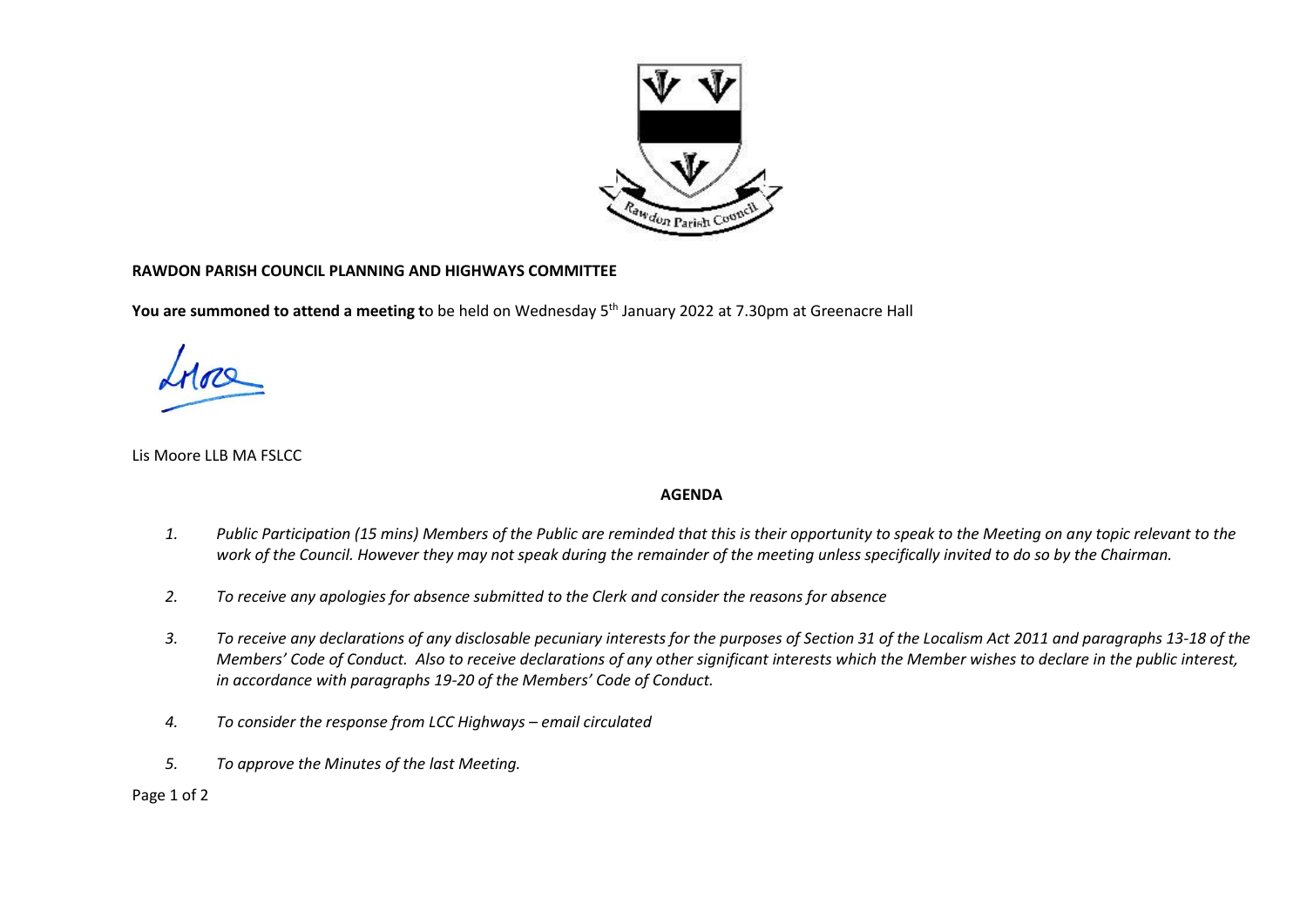**RAWDON PARISH COUNCIL PLANNING AND HIGHWAYS COMMITTEE**

**You are summoned to attend a meeting t**o be held on Wednesday 5th January 2022 at 7.30pm at Greenacre Hall

Lis Moore LLB MA FSLCC

**AGENDA**

1. *Public Participation (15 mins) Members of the Public are reminded that this is their opportunity to speak to the Meeting on any topic relevant to the work of the Council. However they may not speak during the remainder of the meeting unless specifically invited to do so by the Chairman.*

2. *To receive any apologies for absence submitted to the Clerk and consider the reasons for absence*

3. *To receive any declarations of any disclosable pecuniary interests for the purposes of Section 31 of the Localism Act 2011 and paragraphs 13-18 of the Members' Code of Conduct. Also to receive declarations of any other significant interests which the Member wishes to declare in the public interest, in accordance with paragraphs 19-20 of the Members' Code of Conduct.*

4. *To consider the response from LCC Highways – email circulated*

5. *To approve the Minutes of the last Meeting.*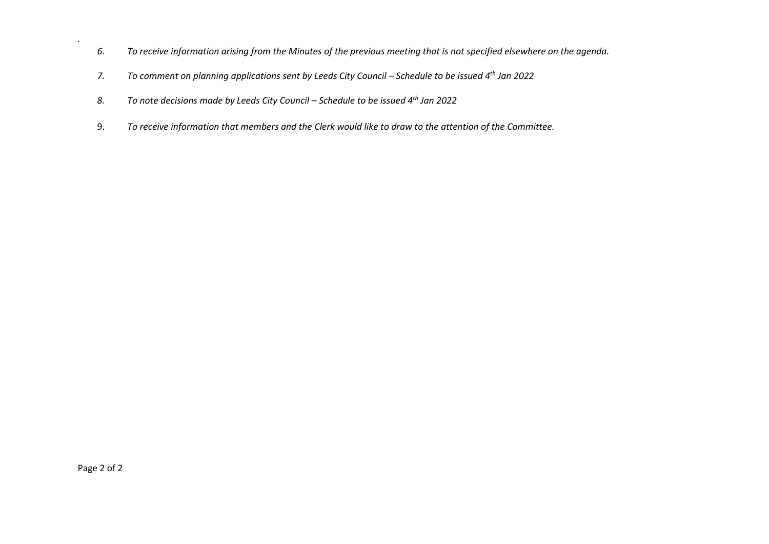6. *To receive information arising from the Minutes of the previous meeting that is not specified elsewhere on the agenda.*

7. *To comment on planning applications sent by Leeds City Council – Schedule to be issued 4th Jan 2022*

8. *To note decisions made by Leeds City Council – Schedule to be issued 4th Jan 2022*

9. *To receive information that members and the Clerk would like to draw to the attention of the Committee.*